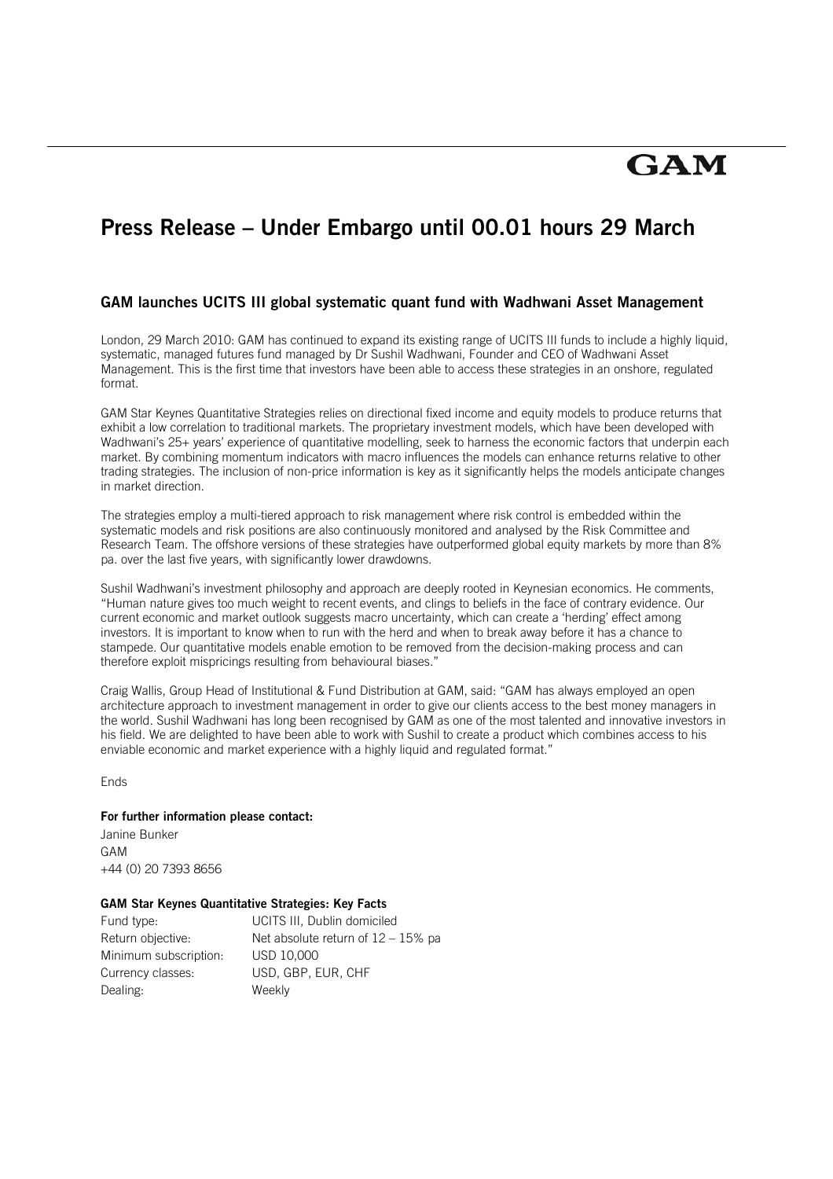GAM

# Press Release – Under Embargo until 00.01 hours 29 March

### GAM launches UCITS III global systematic quant fund with Wadhwani Asset Management

London, 29 March 2010: GAM has continued to expand its existing range of UCITS III funds to include a highly liquid, systematic, managed futures fund managed by Dr Sushil Wadhwani, Founder and CEO of Wadhwani Asset Management. This is the first time that investors have been able to access these strategies in an onshore, regulated format.

GAM Star Keynes Quantitative Strategies relies on directional fixed income and equity models to produce returns that exhibit a low correlation to traditional markets. The proprietary investment models, which have been developed with Wadhwani's 25+ years' experience of quantitative modelling, seek to harness the economic factors that underpin each market. By combining momentum indicators with macro influences the models can enhance returns relative to other trading strategies. The inclusion of non-price information is key as it significantly helps the models anticipate changes in market direction.

The strategies employ a multi-tiered approach to risk management where risk control is embedded within the systematic models and risk positions are also continuously monitored and analysed by the Risk Committee and Research Team. The offshore versions of these strategies have outperformed global equity markets by more than 8% pa. over the last five years, with significantly lower drawdowns.

Sushil Wadhwani's investment philosophy and approach are deeply rooted in Keynesian economics. He comments, "Human nature gives too much weight to recent events, and clings to beliefs in the face of contrary evidence. Our current economic and market outlook suggests macro uncertainty, which can create a 'herding' effect among investors. It is important to know when to run with the herd and when to break away before it has a chance to stampede. Our quantitative models enable emotion to be removed from the decision-making process and can therefore exploit mispricings resulting from behavioural biases."

Craig Wallis, Group Head of Institutional & Fund Distribution at GAM, said: "GAM has always employed an open architecture approach to investment management in order to give our clients access to the best money managers in the world. Sushil Wadhwani has long been recognised by GAM as one of the most talented and innovative investors in his field. We are delighted to have been able to work with Sushil to create a product which combines access to his enviable economic and market experience with a highly liquid and regulated format."

Ends

**For further information please contact:**

Janine Bunker
GAM
+44 (0) 20 7393 8656

**GAM Star Keynes Quantitative Strategies: Key Facts**

| | |
|---|---|
| Fund type: | UCITS III, Dublin domiciled |
| Return objective: | Net absolute return of 12 – 15% pa |
| Minimum subscription: | USD 10,000 |
| Currency classes: | USD, GBP, EUR, CHF |
| Dealing: | Weekly |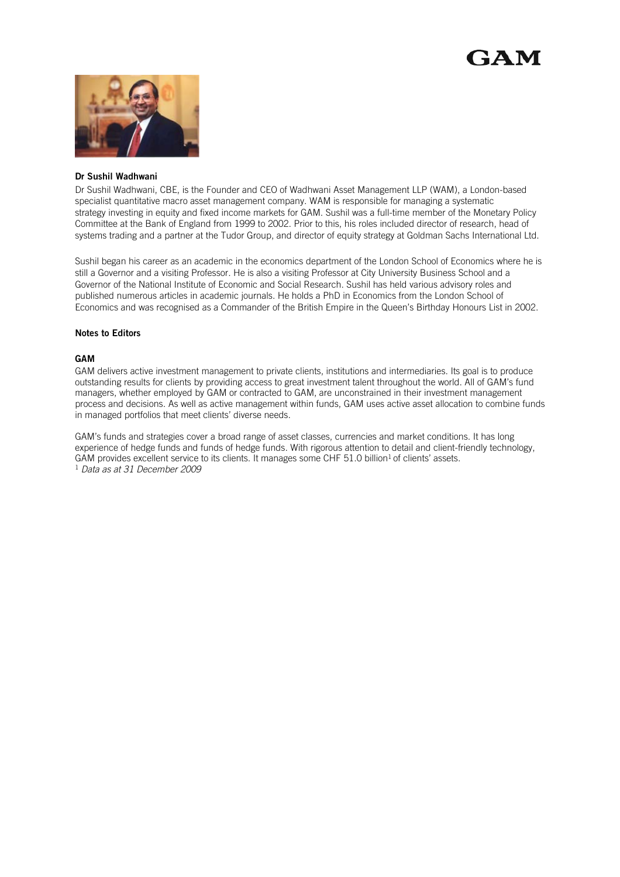GAM

**Dr Sushil Wadhwani**

Dr Sushil Wadhwani, CBE, is the Founder and CEO of Wadhwani Asset Management LLP (WAM), a London-based specialist quantitative macro asset management company. WAM is responsible for managing a systematic strategy investing in equity and fixed income markets for GAM. Sushil was a full-time member of the Monetary Policy Committee at the Bank of England from 1999 to 2002. Prior to this, his roles included director of research, head of systems trading and a partner at the Tudor Group, and director of equity strategy at Goldman Sachs International Ltd.

Sushil began his career as an academic in the economics department of the London School of Economics where he is still a Governor and a visiting Professor. He is also a visiting Professor at City University Business School and a Governor of the National Institute of Economic and Social Research. Sushil has held various advisory roles and published numerous articles in academic journals. He holds a PhD in Economics from the London School of Economics and was recognised as a Commander of the British Empire in the Queen's Birthday Honours List in 2002.

**Notes to Editors**

**GAM**

GAM delivers active investment management to private clients, institutions and intermediaries. Its goal is to produce outstanding results for clients by providing access to great investment talent throughout the world. All of GAM's fund managers, whether employed by GAM or contracted to GAM, are unconstrained in their investment management process and decisions. As well as active management within funds, GAM uses active asset allocation to combine funds in managed portfolios that meet clients' diverse needs.

GAM's funds and strategies cover a broad range of asset classes, currencies and market conditions. It has long experience of hedge funds and funds of hedge funds. With rigorous attention to detail and client-friendly technology, GAM provides excellent service to its clients. It manages some CHF 51.0 billion[1] of clients' assets.

[1] *Data as at 31 December 2009*